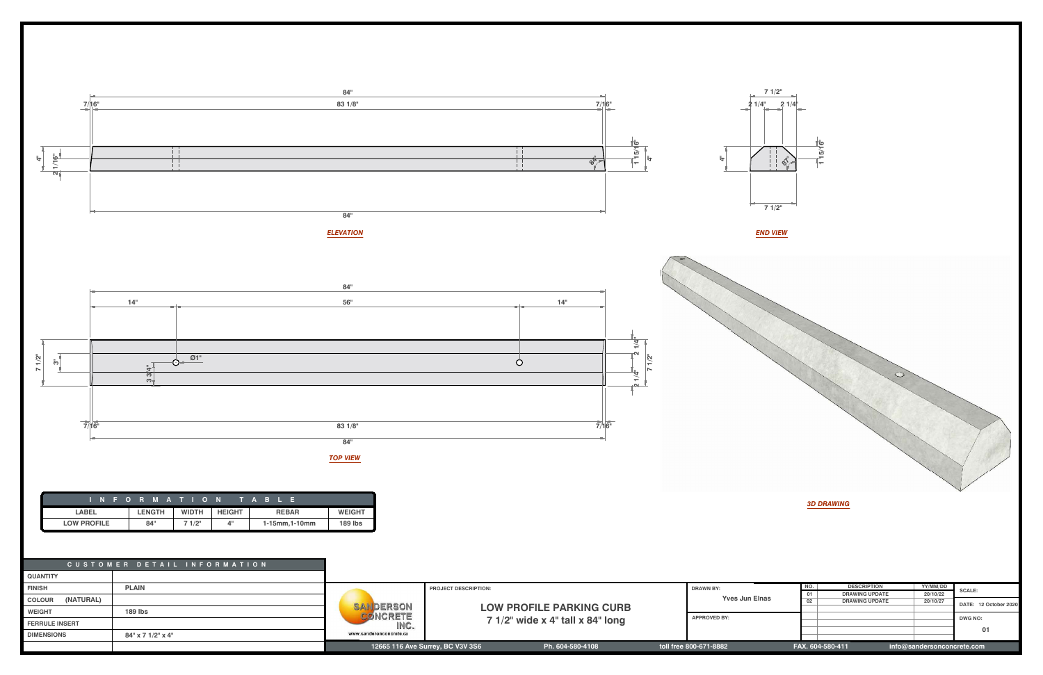## ELEVATION

84"

7/16" | 83 1/8" | 7/16"

4" | 2 1/16" | 1 15/16" | 4"

84"

## END VIEW

7 1/2"

2 1/4" | 2 1/4"

4" | 1 15/16"

7 1/2"

## TOP VIEW

84"

14" | 56" | 14"

7 1/2" | 3" | Ø1" | 3 3/4" | 2 1/4" | 2 1/4" | 7 1/2"

7/16" | 83 1/8" | 7/16"

84"

## 3D DRAWING

| INFORMATION TABLE | | | | | |
|---|---|---|---|---|---|
| LABEL | LENGTH | WIDTH | HEIGHT | REBAR | WEIGHT |
| LOW PROFILE | 84" | 7 1/2" | 4" | 1-15mm,1-10mm | 189 lbs |

| CUSTOMER DETAIL INFORMATION | |
|---|---|
| QUANTITY | |
| FINISH | PLAIN |
| COLOUR (NATURAL) | |
| WEIGHT | 189 lbs |
| FERRULE INSERT | |
| DIMENSIONS | 84" x 7 1/2" x 4" |

SANDERSON CONCRETE INC.
www.sandersonconcrete.ca

PROJECT DESCRIPTION:

**LOW PROFILE PARKING CURB**
**7 1/2" wide x 4" tall x 84" long**

DRAWN BY: Yves Jun Elnas

APPROVED BY:

| NO. | DESCRIPTION | YY/MM/DD |
|---|---|---|
| 01 | DRAWING UPDATE | 20/10/22 |
| 02 | DRAWING UPDATE | 20/10/27 |

SCALE:

DATE: 12 October 2020

DWG NO: 01

12665 116 Ave Surrey, BC V3V 3S6 | Ph. 604-580-4108 | toll free 800-671-8882 | FAX. 604-580-411 | info@sandersonconcrete.com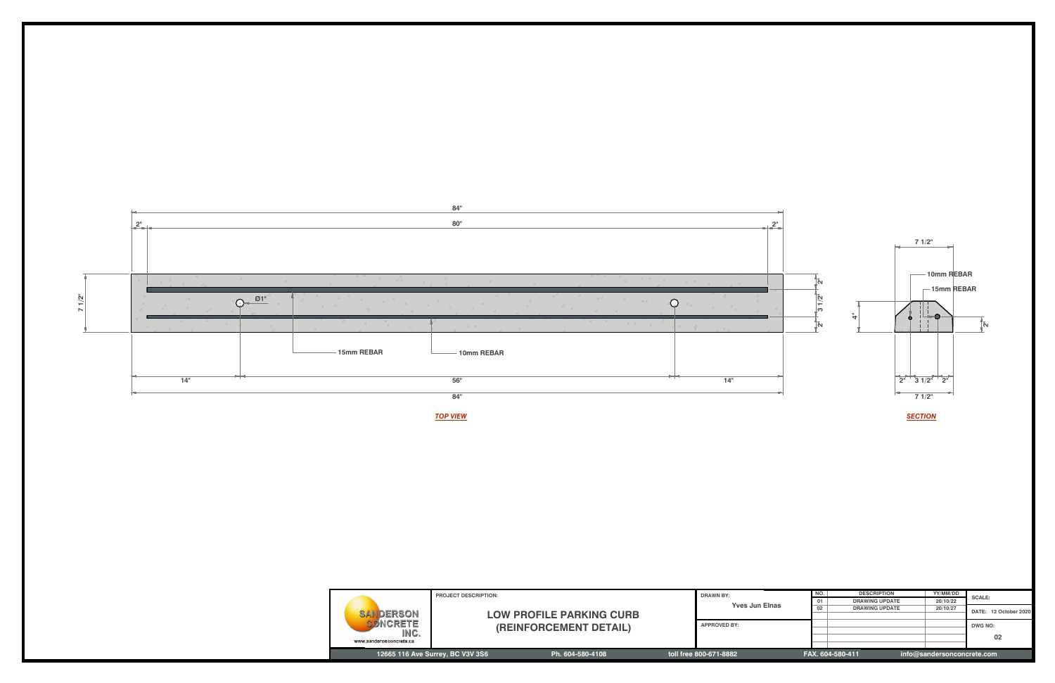84"

2" 80" 2"

7 1/2"

Ø1"

2"

3 1/2"

2"

15mm REBAR

10mm REBAR

14" 56" 14"

84"

*TOP VIEW*

7 1/2"

10mm REBAR

15mm REBAR

4"

2"

2" 3 1/2" 2"

7 1/2"

*SECTION*

| | | | | | | |
|---|---|---|---|---|---|---|
| SANDERSON CONCRETE INC. www.sandersonconcrete.ca | PROJECT DESCRIPTION: LOW PROFILE PARKING CURB (REINFORCEMENT DETAIL) | DRAWN BY: Yves Jun Elnas | NO. | DESCRIPTION | YY/MM/DD | SCALE: |
| | | | 01 | DRAWING UPDATE | 20/10/22 | DATE: 12 October 2020 |
| | | APPROVED BY: | 02 | DRAWING UPDATE | 20/10/27 | DWG NO: 02 |

12665 116 Ave Surrey, BC V3V 3S6 | Ph. 604-580-4108 | toll free 800-671-8882 | FAX. 604-580-411 | info@sandersonconcrete.com